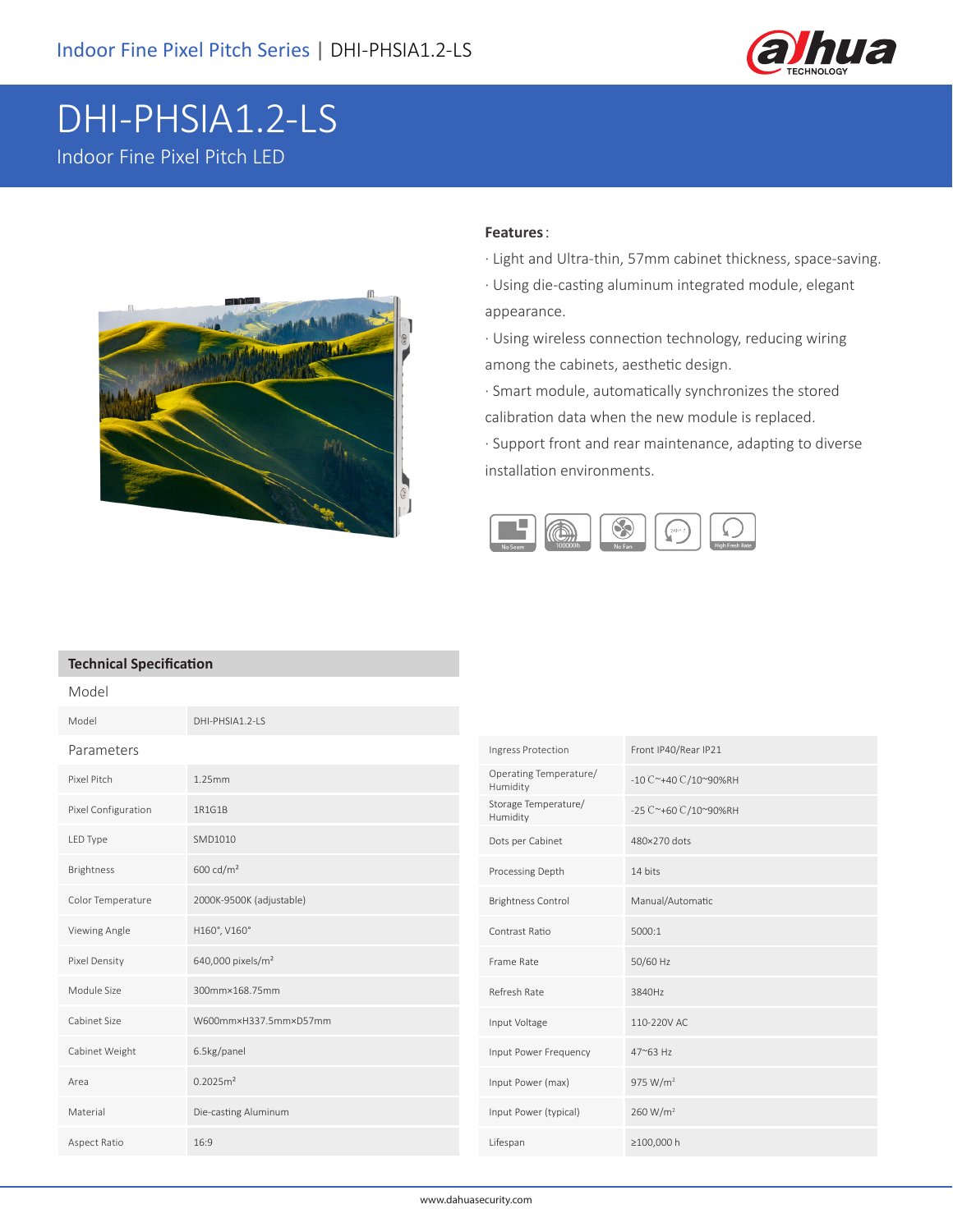# DHI-PHSIA1.2-LS

Indoor Fine Pixel Pitch LED

**Features**:

· Light and Ultra-thin, 57mm cabinet thickness, space-saving.

· Using die-casting aluminum integrated module, elegant appearance.

· Using wireless connection technology, reducing wiring among the cabinets, aesthetic design.

· Smart module, automatically synchronizes the stored calibration data when the new module is replaced.

· Support front and rear maintenance, adapting to diverse installation environments.

No Seam | 100000h | No Fan | 24H×7 | High Fresh Rate

## Technical Specification

### Model

| | |
|---|---|
| Model | DHI-PHSIA1.2-LS |

### Parameters

| | |
|---|---|
| Pixel Pitch | 1.25mm |
| Pixel Configuration | 1R1G1B |
| LED Type | SMD1010 |
| Brightness | 600 cd/m² |
| Color Temperature | 2000K-9500K (adjustable) |
| Viewing Angle | H160°, V160° |
| Pixel Density | 640,000 pixels/m² |
| Module Size | 300mm×168.75mm |
| Cabinet Size | W600mm×H337.5mm×D57mm |
| Cabinet Weight | 6.5kg/panel |
| Area | 0.2025m² |
| Material | Die-casting Aluminum |
| Aspect Ratio | 16:9 |
| Ingress Protection | Front IP40/Rear IP21 |
| Operating Temperature/ Humidity | -10℃~+40℃/10~90%RH |
| Storage Temperature/ Humidity | -25℃~+60℃/10~90%RH |
| Dots per Cabinet | 480×270 dots |
| Processing Depth | 14 bits |
| Brightness Control | Manual/Automatic |
| Contrast Ratio | 5000:1 |
| Frame Rate | 50/60 Hz |
| Refresh Rate | 3840Hz |
| Input Voltage | 110-220V AC |
| Input Power Frequency | 47~63 Hz |
| Input Power (max) | 975 W/m² |
| Input Power (typical) | 260 W/m² |
| Lifespan | ≥100,000 h |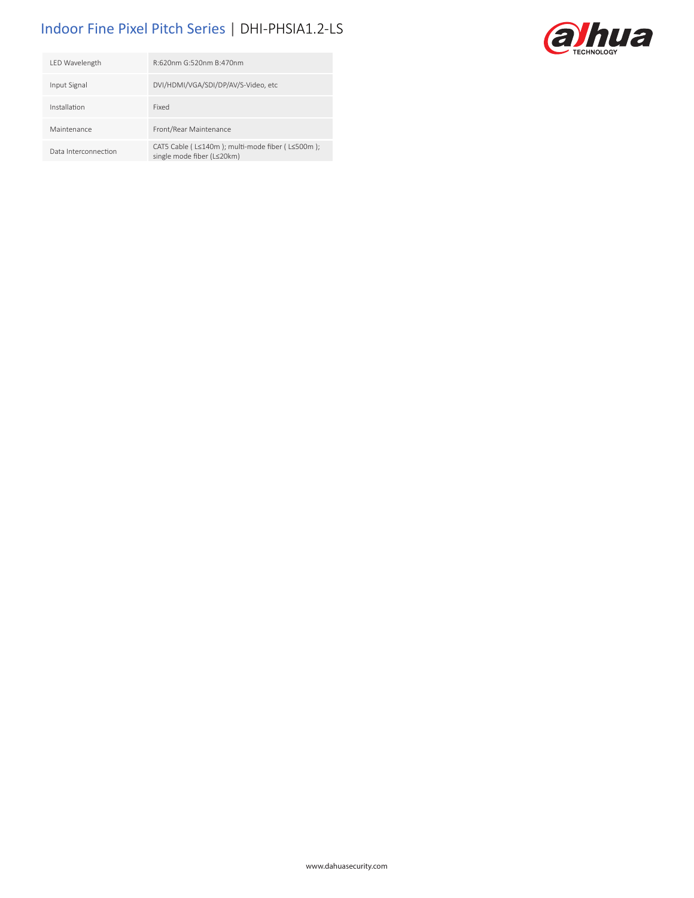| | |
|---|---|
| LED Wavelength | R:620nm G:520nm B:470nm |
| Input Signal | DVI/HDMI/VGA/SDI/DP/AV/S-Video, etc |
| Installation | Fixed |
| Maintenance | Front/Rear Maintenance |
| Data Interconnection | CAT5 Cable ( L≤140m ); multi-mode fiber ( L≤500m ); single mode fiber (L≤20km) |